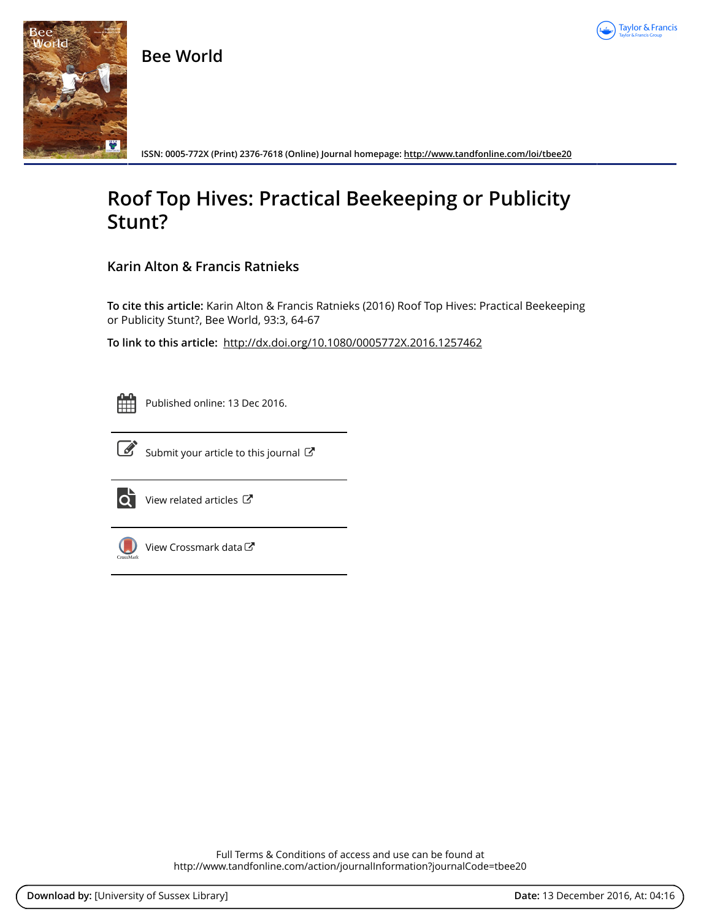# Bee World

ISSN: 0005-772X (Print) 2376-7618 (Online) Journal homepage: http://www.tandfonline.com/loi/tbee20

# Roof Top Hives: Practical Beekeeping or Publicity Stunt?

## Karin Alton & Francis Ratnieks

**To cite this article:** Karin Alton & Francis Ratnieks (2016) Roof Top Hives: Practical Beekeeping or Publicity Stunt?, Bee World, 93:3, 64-67

**To link to this article:** http://dx.doi.org/10.1080/0005772X.2016.1257462

Published online: 13 Dec 2016.

Submit your article to this journal

View related articles

View Crossmark data

Full Terms & Conditions of access and use can be found at
http://www.tandfonline.com/action/journalInformation?journalCode=tbee20

**Download by:** [University of Sussex Library] **Date:** 13 December 2016, At: 04:16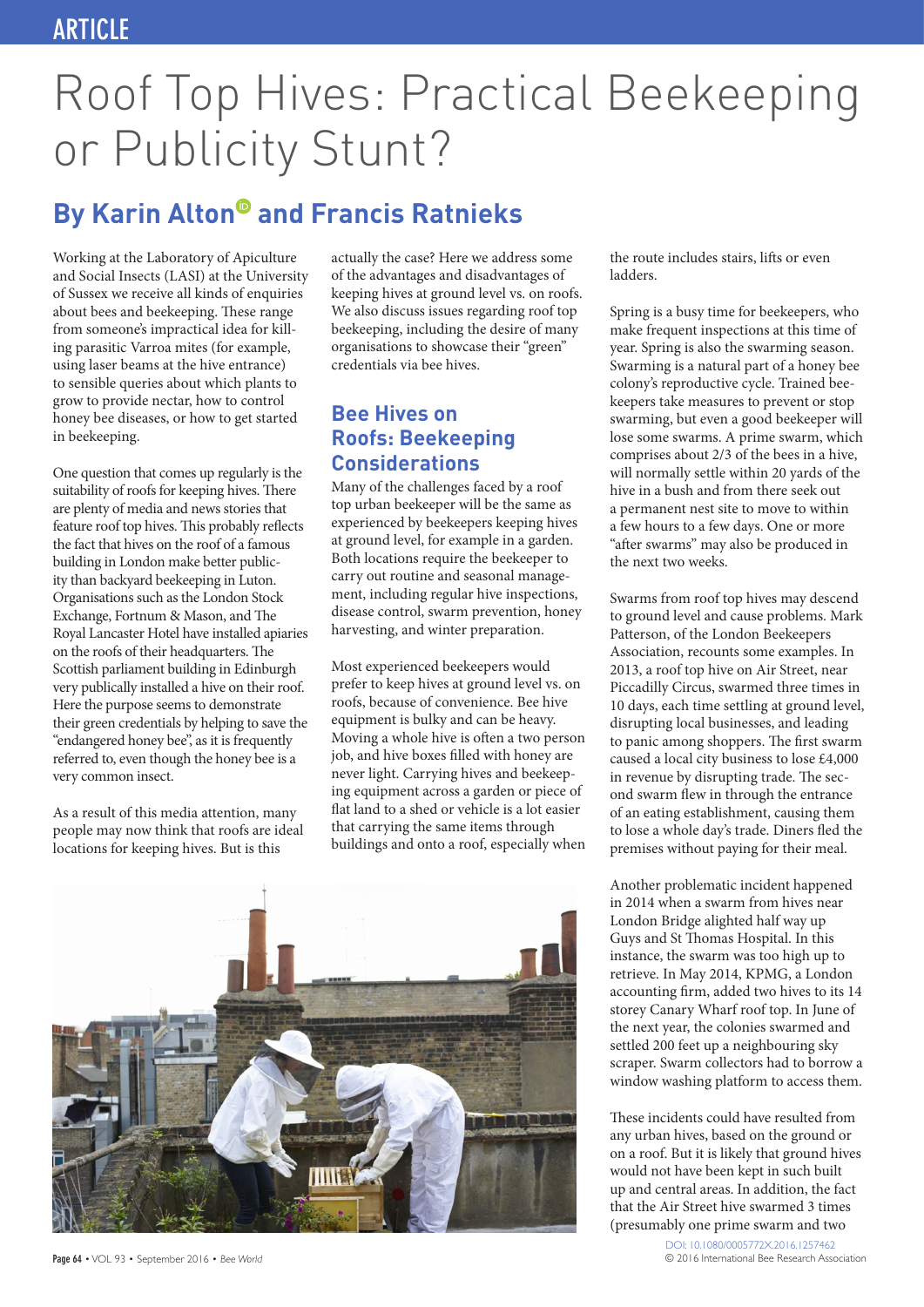ARTICLE

# Roof Top Hives: Practical Beekeeping or Publicity Stunt?

## By Karin Alton and Francis Ratnieks

Working at the Laboratory of Apiculture and Social Insects (LASI) at the University of Sussex we receive all kinds of enquiries about bees and beekeeping. These range from someone's impractical idea for killing parasitic Varroa mites (for example, using laser beams at the hive entrance) to sensible queries about which plants to grow to provide nectar, how to control honey bee diseases, or how to get started in beekeeping.

One question that comes up regularly is the suitability of roofs for keeping hives. There are plenty of media and news stories that feature roof top hives. This probably reflects the fact that hives on the roof of a famous building in London make better publicity than backyard beekeeping in Luton. Organisations such as the London Stock Exchange, Fortnum & Mason, and The Royal Lancaster Hotel have installed apiaries on the roofs of their headquarters. The Scottish parliament building in Edinburgh very publically installed a hive on their roof. Here the purpose seems to demonstrate their green credentials by helping to save the "endangered honey bee", as it is frequently referred to, even though the honey bee is a very common insect.

As a result of this media attention, many people may now think that roofs are ideal locations for keeping hives. But is this actually the case? Here we address some of the advantages and disadvantages of keeping hives at ground level vs. on roofs. We also discuss issues regarding roof top beekeeping, including the desire of many organisations to showcase their "green" credentials via bee hives.

### Bee Hives on Roofs: Beekeeping Considerations

Many of the challenges faced by a roof top urban beekeeper will be the same as experienced by beekeepers keeping hives at ground level, for example in a garden. Both locations require the beekeeper to carry out routine and seasonal management, including regular hive inspections, disease control, swarm prevention, honey harvesting, and winter preparation.

Most experienced beekeepers would prefer to keep hives at ground level vs. on roofs, because of convenience. Bee hive equipment is bulky and can be heavy. Moving a whole hive is often a two person job, and hive boxes filled with honey are never light. Carrying hives and beekeeping equipment across a garden or piece of flat land to a shed or vehicle is a lot easier that carrying the same items through buildings and onto a roof, especially when the route includes stairs, lifts or even ladders.

Spring is a busy time for beekeepers, who make frequent inspections at this time of year. Spring is also the swarming season. Swarming is a natural part of a honey bee colony's reproductive cycle. Trained beekeepers take measures to prevent or stop swarming, but even a good beekeeper will lose some swarms. A prime swarm, which comprises about 2/3 of the bees in a hive, will normally settle within 20 yards of the hive in a bush and from there seek out a permanent nest site to move to within a few hours to a few days. One or more "after swarms" may also be produced in the next two weeks.

Swarms from roof top hives may descend to ground level and cause problems. Mark Patterson, of the London Beekeepers Association, recounts some examples. In 2013, a roof top hive on Air Street, near Piccadilly Circus, swarmed three times in 10 days, each time settling at ground level, disrupting local businesses, and leading to panic among shoppers. The first swarm caused a local city business to lose £4,000 in revenue by disrupting trade. The second swarm flew in through the entrance of an eating establishment, causing them to lose a whole day's trade. Diners fled the premises without paying for their meal.

Another problematic incident happened in 2014 when a swarm from hives near London Bridge alighted half way up Guys and St Thomas Hospital. In this instance, the swarm was too high up to retrieve. In May 2014, KPMG, a London accounting firm, added two hives to its 14 storey Canary Wharf roof top. In June of the next year, the colonies swarmed and settled 200 feet up a neighbouring sky scraper. Swarm collectors had to borrow a window washing platform to access them.

These incidents could have resulted from any urban hives, based on the ground or on a roof. But it is likely that ground hives would not have been kept in such built up and central areas. In addition, the fact that the Air Street hive swarmed 3 times (presumably one prime swarm and two

DOI: 10.1080/0005772X.2016.1257462
© 2016 International Bee Research Association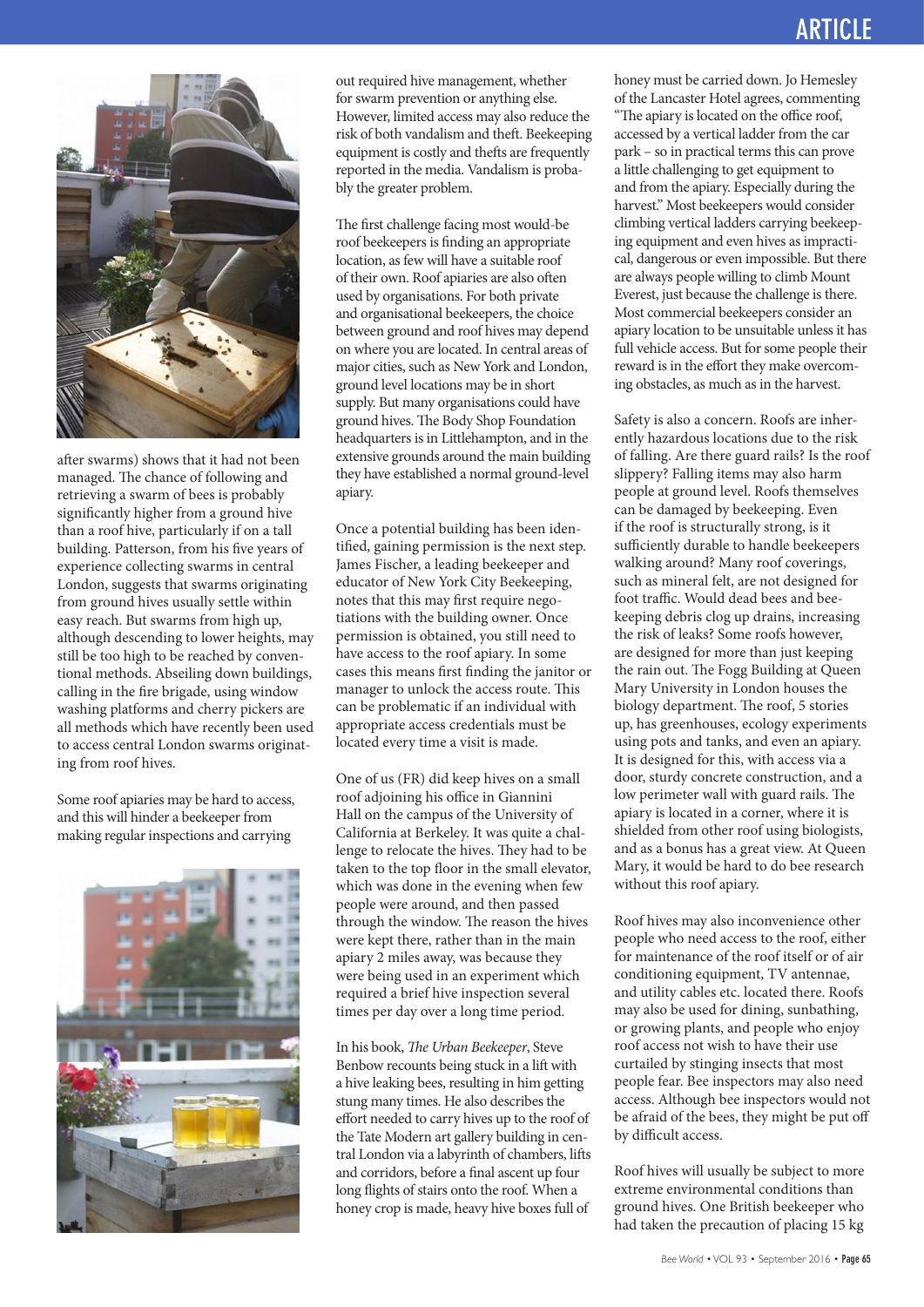after swarms) shows that it had not been managed. The chance of following and retrieving a swarm of bees is probably significantly higher from a ground hive than a roof hive, particularly if on a tall building. Patterson, from his five years of experience collecting swarms in central London, suggests that swarms originating from ground hives usually settle within easy reach. But swarms from high up, although descending to lower heights, may still be too high to be reached by conventional methods. Abseiling down buildings, calling in the fire brigade, using window washing platforms and cherry pickers are all methods which have recently been used to access central London swarms originating from roof hives.

Some roof apiaries may be hard to access, and this will hinder a beekeeper from making regular inspections and carrying out required hive management, whether for swarm prevention or anything else. However, limited access may also reduce the risk of both vandalism and theft. Beekeeping equipment is costly and thefts are frequently reported in the media. Vandalism is probably the greater problem.

The first challenge facing most would-be roof beekeepers is finding an appropriate location, as few will have a suitable roof of their own. Roof apiaries are also often used by organisations. For both private and organisational beekeepers, the choice between ground and roof hives may depend on where you are located. In central areas of major cities, such as New York and London, ground level locations may be in short supply. But many organisations could have ground hives. The Body Shop Foundation headquarters is in Littlehampton, and in the extensive grounds around the main building they have established a normal ground-level apiary.

Once a potential building has been identified, gaining permission is the next step. James Fischer, a leading beekeeper and educator of New York City Beekeeping, notes that this may first require negotiations with the building owner. Once permission is obtained, you still need to have access to the roof apiary. In some cases this means first finding the janitor or manager to unlock the access route. This can be problematic if an individual with appropriate access credentials must be located every time a visit is made.

One of us (FR) did keep hives on a small roof adjoining his office in Giannini Hall on the campus of the University of California at Berkeley. It was quite a challenge to relocate the hives. They had to be taken to the top floor in the small elevator, which was done in the evening when few people were around, and then passed through the window. The reason the hives were kept there, rather than in the main apiary 2 miles away, was because they were being used in an experiment which required a brief hive inspection several times per day over a long time period.

In his book, *The Urban Beekeeper*, Steve Benbow recounts being stuck in a lift with a hive leaking bees, resulting in him getting stung many times. He also describes the effort needed to carry hives up to the roof of the Tate Modern art gallery building in central London via a labyrinth of chambers, lifts and corridors, before a final ascent up four long flights of stairs onto the roof. When a honey crop is made, heavy hive boxes full of honey must be carried down. Jo Hemesley of the Lancaster Hotel agrees, commenting "The apiary is located on the office roof, accessed by a vertical ladder from the car park – so in practical terms this can prove a little challenging to get equipment to and from the apiary. Especially during the harvest." Most beekeepers would consider climbing vertical ladders carrying beekeeping equipment and even hives as impractical, dangerous or even impossible. But there are always people willing to climb Mount Everest, just because the challenge is there. Most commercial beekeepers consider an apiary location to be unsuitable unless it has full vehicle access. But for some people their reward is in the effort they make overcoming obstacles, as much as in the harvest.

Safety is also a concern. Roofs are inherently hazardous locations due to the risk of falling. Are there guard rails? Is the roof slippery? Falling items may also harm people at ground level. Roofs themselves can be damaged by beekeeping. Even if the roof is structurally strong, is it sufficiently durable to handle beekeepers walking around? Many roof coverings, such as mineral felt, are not designed for foot traffic. Would dead bees and beekeeping debris clog up drains, increasing the risk of leaks? Some roofs however, are designed for more than just keeping the rain out. The Fogg Building at Queen Mary University in London houses the biology department. The roof, 5 stories up, has greenhouses, ecology experiments using pots and tanks, and even an apiary. It is designed for this, with access via a door, sturdy concrete construction, and a low perimeter wall with guard rails. The apiary is located in a corner, where it is shielded from other roof using biologists, and as a bonus has a great view. At Queen Mary, it would be hard to do bee research without this roof apiary.

Roof hives may also inconvenience other people who need access to the roof, either for maintenance of the roof itself or of air conditioning equipment, TV antennae, and utility cables etc. located there. Roofs may also be used for dining, sunbathing, or growing plants, and people who enjoy roof access not wish to have their use curtailed by stinging insects that most people fear. Bee inspectors may also need access. Although bee inspectors would not be afraid of the bees, they might be put off by difficult access.

Roof hives will usually be subject to more extreme environmental conditions than ground hives. One British beekeeper who had taken the precaution of placing 15 kg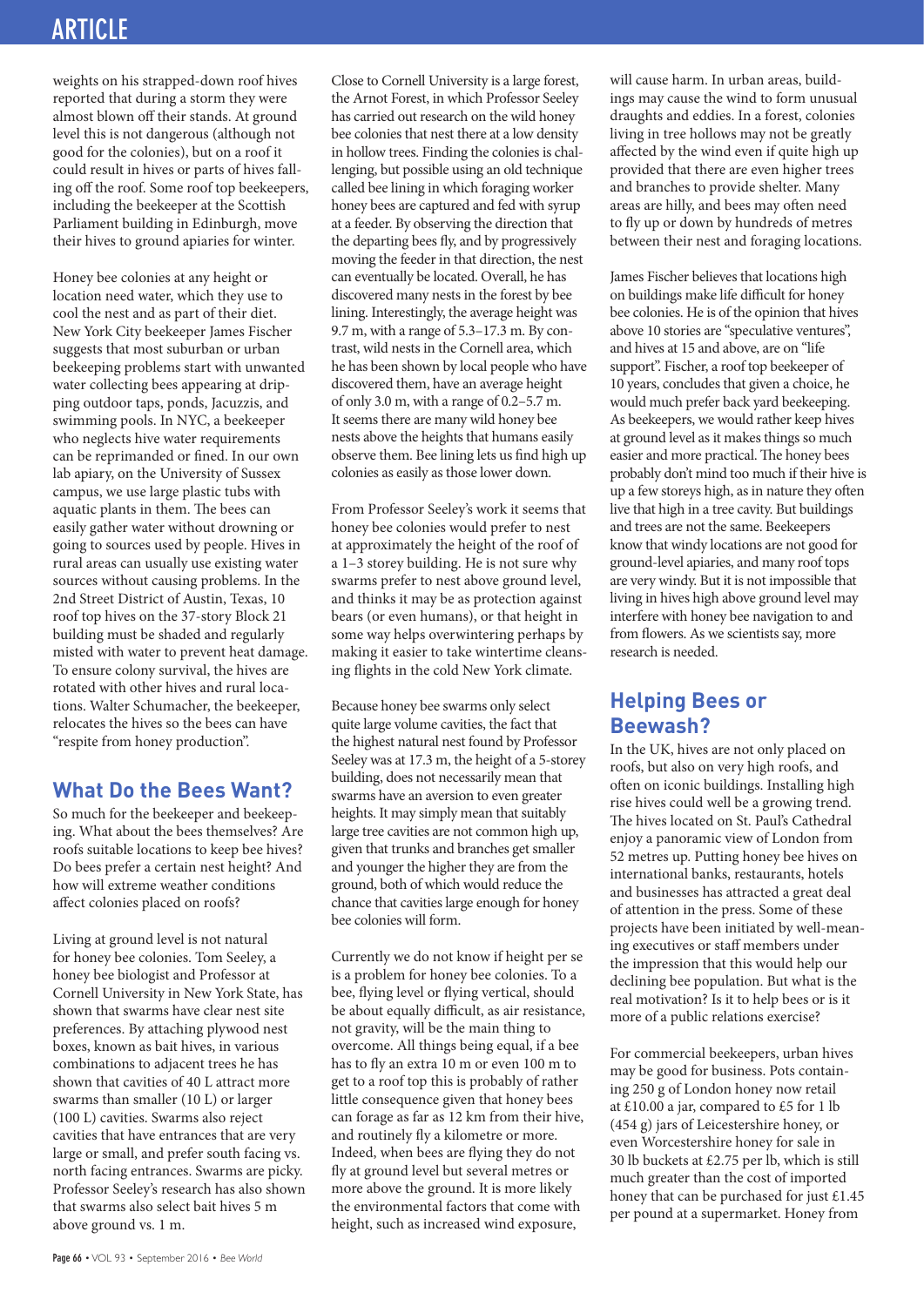weights on his strapped-down roof hives reported that during a storm they were almost blown off their stands. At ground level this is not dangerous (although not good for the colonies), but on a roof it could result in hives or parts of hives falling off the roof. Some roof top beekeepers, including the beekeeper at the Scottish Parliament building in Edinburgh, move their hives to ground apiaries for winter.

Honey bee colonies at any height or location need water, which they use to cool the nest and as part of their diet. New York City beekeeper James Fischer suggests that most suburban or urban beekeeping problems start with unwanted water collecting bees appearing at dripping outdoor taps, ponds, Jacuzzis, and swimming pools. In NYC, a beekeeper who neglects hive water requirements can be reprimanded or fined. In our own lab apiary, on the University of Sussex campus, we use large plastic tubs with aquatic plants in them. The bees can easily gather water without drowning or going to sources used by people. Hives in rural areas can usually use existing water sources without causing problems. In the 2nd Street District of Austin, Texas, 10 roof top hives on the 37-story Block 21 building must be shaded and regularly misted with water to prevent heat damage. To ensure colony survival, the hives are rotated with other hives and rural locations. Walter Schumacher, the beekeeper, relocates the hives so the bees can have "respite from honey production".

## What Do the Bees Want?

So much for the beekeeper and beekeeping. What about the bees themselves? Are roofs suitable locations to keep bee hives? Do bees prefer a certain nest height? And how will extreme weather conditions affect colonies placed on roofs?

Living at ground level is not natural for honey bee colonies. Tom Seeley, a honey bee biologist and Professor at Cornell University in New York State, has shown that swarms have clear nest site preferences. By attaching plywood nest boxes, known as bait hives, in various combinations to adjacent trees he has shown that cavities of 40 L attract more swarms than smaller (10 L) or larger (100 L) cavities. Swarms also reject cavities that have entrances that are very large or small, and prefer south facing vs. north facing entrances. Swarms are picky. Professor Seeley's research has also shown that swarms also select bait hives 5 m above ground vs. 1 m.

Close to Cornell University is a large forest, the Arnot Forest, in which Professor Seeley has carried out research on the wild honey bee colonies that nest there at a low density in hollow trees. Finding the colonies is challenging, but possible using an old technique called bee lining in which foraging worker honey bees are captured and fed with syrup at a feeder. By observing the direction that the departing bees fly, and by progressively moving the feeder in that direction, the nest can eventually be located. Overall, he has discovered many nests in the forest by bee lining. Interestingly, the average height was 9.7 m, with a range of 5.3–17.3 m. By contrast, wild nests in the Cornell area, which he has been shown by local people who have discovered them, have an average height of only 3.0 m, with a range of 0.2–5.7 m. It seems there are many wild honey bee nests above the heights that humans easily observe them. Bee lining lets us find high up colonies as easily as those lower down.

From Professor Seeley's work it seems that honey bee colonies would prefer to nest at approximately the height of the roof of a 1–3 storey building. He is not sure why swarms prefer to nest above ground level, and thinks it may be as protection against bears (or even humans), or that height in some way helps overwintering perhaps by making it easier to take wintertime cleansing flights in the cold New York climate.

Because honey bee swarms only select quite large volume cavities, the fact that the highest natural nest found by Professor Seeley was at 17.3 m, the height of a 5-storey building, does not necessarily mean that swarms have an aversion to even greater heights. It may simply mean that suitably large tree cavities are not common high up, given that trunks and branches get smaller and younger the higher they are from the ground, both of which would reduce the chance that cavities large enough for honey bee colonies will form.

Currently we do not know if height per se is a problem for honey bee colonies. To a bee, flying level or flying vertical, should be about equally difficult, as air resistance, not gravity, will be the main thing to overcome. All things being equal, if a bee has to fly an extra 10 m or even 100 m to get to a roof top this is probably of rather little consequence given that honey bees can forage as far as 12 km from their hive, and routinely fly a kilometre or more. Indeed, when bees are flying they do not fly at ground level but several metres or more above the ground. It is more likely the environmental factors that come with height, such as increased wind exposure, will cause harm. In urban areas, buildings may cause the wind to form unusual draughts and eddies. In a forest, colonies living in tree hollows may not be greatly affected by the wind even if quite high up provided that there are even higher trees and branches to provide shelter. Many areas are hilly, and bees may often need to fly up or down by hundreds of metres between their nest and foraging locations.

James Fischer believes that locations high on buildings make life difficult for honey bee colonies. He is of the opinion that hives above 10 stories are "speculative ventures", and hives at 15 and above, are on "life support". Fischer, a roof top beekeeper of 10 years, concludes that given a choice, he would much prefer back yard beekeeping. As beekeepers, we would rather keep hives at ground level as it makes things so much easier and more practical. The honey bees probably don't mind too much if their hive is up a few storeys high, as in nature they often live that high in a tree cavity. But buildings and trees are not the same. Beekeepers know that windy locations are not good for ground-level apiaries, and many roof tops are very windy. But it is not impossible that living in hives high above ground level may interfere with honey bee navigation to and from flowers. As we scientists say, more research is needed.

## Helping Bees or Beewash?

In the UK, hives are not only placed on roofs, but also on very high roofs, and often on iconic buildings. Installing high rise hives could well be a growing trend. The hives located on St. Paul's Cathedral enjoy a panoramic view of London from 52 metres up. Putting honey bee hives on international banks, restaurants, hotels and businesses has attracted a great deal of attention in the press. Some of these projects have been initiated by well-meaning executives or staff members under the impression that this would help our declining bee population. But what is the real motivation? Is it to help bees or is it more of a public relations exercise?

For commercial beekeepers, urban hives may be good for business. Pots containing 250 g of London honey now retail at £10.00 a jar, compared to £5 for 1 lb (454 g) jars of Leicestershire honey, or even Worcestershire honey for sale in 30 lb buckets at £2.75 per lb, which is still much greater than the cost of imported honey that can be purchased for just £1.45 per pound at a supermarket. Honey from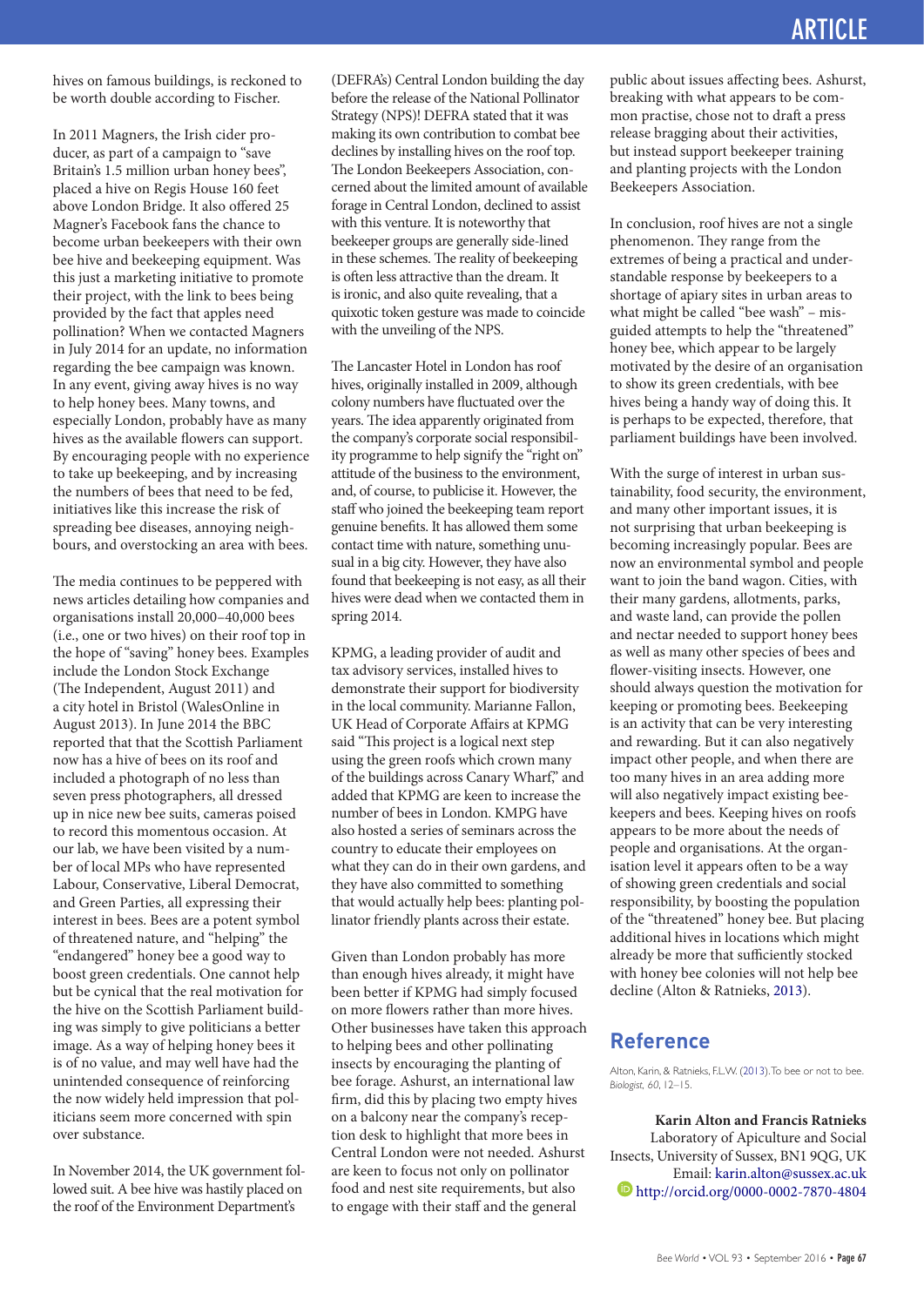hives on famous buildings, is reckoned to be worth double according to Fischer.

In 2011 Magners, the Irish cider producer, as part of a campaign to "save Britain's 1.5 million urban honey bees", placed a hive on Regis House 160 feet above London Bridge. It also offered 25 Magner's Facebook fans the chance to become urban beekeepers with their own bee hive and beekeeping equipment. Was this just a marketing initiative to promote their project, with the link to bees being provided by the fact that apples need pollination? When we contacted Magners in July 2014 for an update, no information regarding the bee campaign was known. In any event, giving away hives is no way to help honey bees. Many towns, and especially London, probably have as many hives as the available flowers can support. By encouraging people with no experience to take up beekeeping, and by increasing the numbers of bees that need to be fed, initiatives like this increase the risk of spreading bee diseases, annoying neighbours, and overstocking an area with bees.

The media continues to be peppered with news articles detailing how companies and organisations install 20,000–40,000 bees (i.e., one or two hives) on their roof top in the hope of "saving" honey bees. Examples include the London Stock Exchange (The Independent, August 2011) and a city hotel in Bristol (WalesOnline in August 2013). In June 2014 the BBC reported that that the Scottish Parliament now has a hive of bees on its roof and included a photograph of no less than seven press photographers, all dressed up in nice new bee suits, cameras poised to record this momentous occasion. At our lab, we have been visited by a number of local MPs who have represented Labour, Conservative, Liberal Democrat, and Green Parties, all expressing their interest in bees. Bees are a potent symbol of threatened nature, and "helping" the "endangered" honey bee a good way to boost green credentials. One cannot help but be cynical that the real motivation for the hive on the Scottish Parliament building was simply to give politicians a better image. As a way of helping honey bees it is of no value, and may well have had the unintended consequence of reinforcing the now widely held impression that politicians seem more concerned with spin over substance.

In November 2014, the UK government followed suit. A bee hive was hastily placed on the roof of the Environment Department's (DEFRA's) Central London building the day before the release of the National Pollinator Strategy (NPS)! DEFRA stated that it was making its own contribution to combat bee declines by installing hives on the roof top. The London Beekeepers Association, concerned about the limited amount of available forage in Central London, declined to assist with this venture. It is noteworthy that beekeeper groups are generally side-lined in these schemes. The reality of beekeeping is often less attractive than the dream. It is ironic, and also quite revealing, that a quixotic token gesture was made to coincide with the unveiling of the NPS.

The Lancaster Hotel in London has roof hives, originally installed in 2009, although colony numbers have fluctuated over the years. The idea apparently originated from the company's corporate social responsibility programme to help signify the "right on" attitude of the business to the environment, and, of course, to publicise it. However, the staff who joined the beekeeping team report genuine benefits. It has allowed them some contact time with nature, something unusual in a big city. However, they have also found that beekeeping is not easy, as all their hives were dead when we contacted them in spring 2014.

KPMG, a leading provider of audit and tax advisory services, installed hives to demonstrate their support for biodiversity in the local community. Marianne Fallon, UK Head of Corporate Affairs at KPMG said "This project is a logical next step using the green roofs which crown many of the buildings across Canary Wharf," and added that KPMG are keen to increase the number of bees in London. KMPG have also hosted a series of seminars across the country to educate their employees on what they can do in their own gardens, and they have also committed to something that would actually help bees: planting pollinator friendly plants across their estate.

Given than London probably has more than enough hives already, it might have been better if KPMG had simply focused on more flowers rather than more hives. Other businesses have taken this approach to helping bees and other pollinating insects by encouraging the planting of bee forage. Ashurst, an international law firm, did this by placing two empty hives on a balcony near the company's reception desk to highlight that more bees in Central London were not needed. Ashurst are keen to focus not only on pollinator food and nest site requirements, but also to engage with their staff and the general public about issues affecting bees. Ashurst, breaking with what appears to be common practise, chose not to draft a press release bragging about their activities, but instead support beekeeper training and planting projects with the London Beekeepers Association.

In conclusion, roof hives are not a single phenomenon. They range from the extremes of being a practical and understandable response by beekeepers to a shortage of apiary sites in urban areas to what might be called "bee wash" – misguided attempts to help the "threatened" honey bee, which appear to be largely motivated by the desire of an organisation to show its green credentials, with bee hives being a handy way of doing this. It is perhaps to be expected, therefore, that parliament buildings have been involved.

With the surge of interest in urban sustainability, food security, the environment, and many other important issues, it is not surprising that urban beekeeping is becoming increasingly popular. Bees are now an environmental symbol and people want to join the band wagon. Cities, with their many gardens, allotments, parks, and waste land, can provide the pollen and nectar needed to support honey bees as well as many other species of bees and flower-visiting insects. However, one should always question the motivation for keeping or promoting bees. Beekeeping is an activity that can be very interesting and rewarding. But it can also negatively impact other people, and when there are too many hives in an area adding more will also negatively impact existing beekeepers and bees. Keeping hives on roofs appears to be more about the needs of people and organisations. At the organisation level it appears often to be a way of showing green credentials and social responsibility, by boosting the population of the "threatened" honey bee. But placing additional hives in locations which might already be more that sufficiently stocked with honey bee colonies will not help bee decline (Alton & Ratnieks, 2013).

## Reference

Alton, Karin, & Ratnieks, F.L.W. (2013). To bee or not to bee. *Biologist, 60*, 12–15.

**Karin Alton and Francis Ratnieks**
Laboratory of Apiculture and Social Insects, University of Sussex, BN1 9QG, UK
Email: karin.alton@sussex.ac.uk
http://orcid.org/0000-0002-7870-4804